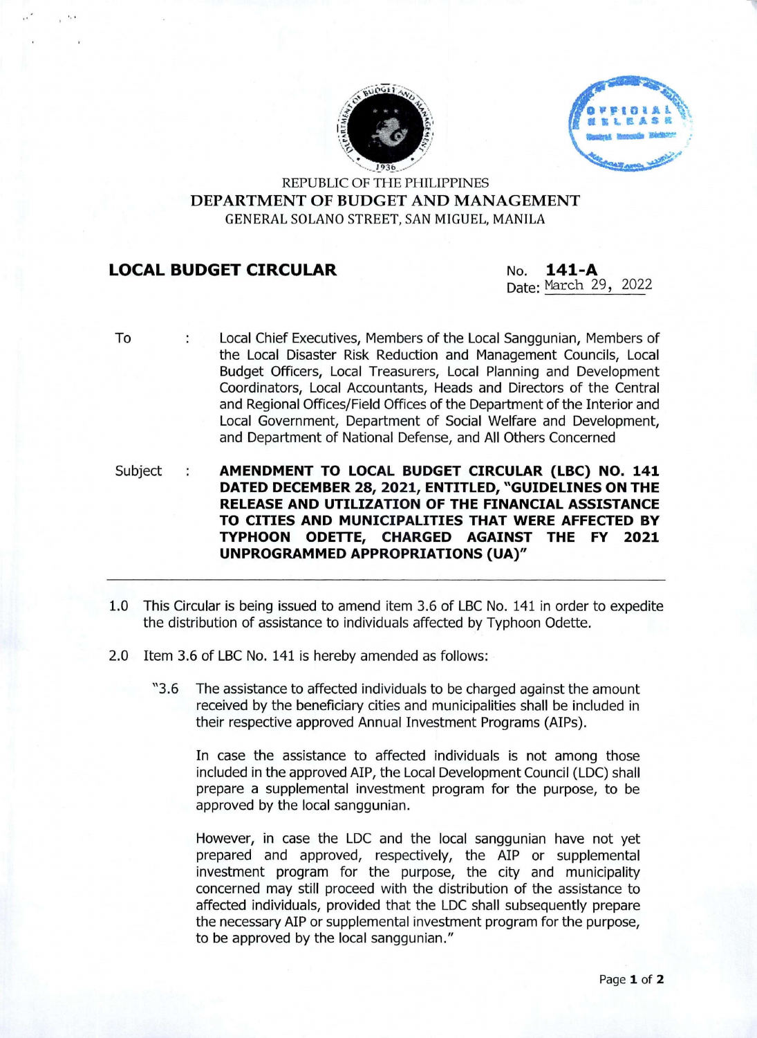REPUBLIC OF THE PHILIPPINES

**DEPARTMENT OF BUDGET AND MANAGEMENT**

GENERAL SOLANO STREET, SAN MIGUEL, MANILA

## LOCAL BUDGET CIRCULAR

No. **141-A**
Date: March 29, 2022

To : Local Chief Executives, Members of the Local Sanggunian, Members of the Local Disaster Risk Reduction and Management Councils, Local Budget Officers, Local Treasurers, Local Planning and Development Coordinators, Local Accountants, Heads and Directors of the Central and Regional Offices/Field Offices of the Department of the Interior and Local Government, Department of Social Welfare and Development, and Department of National Defense, and All Others Concerned

Subject : **AMENDMENT TO LOCAL BUDGET CIRCULAR (LBC) NO. 141 DATED DECEMBER 28, 2021, ENTITLED, "GUIDELINES ON THE RELEASE AND UTILIZATION OF THE FINANCIAL ASSISTANCE TO CITIES AND MUNICIPALITIES THAT WERE AFFECTED BY TYPHOON ODETTE, CHARGED AGAINST THE FY 2021 UNPROGRAMMED APPROPRIATIONS (UA)"**

---

1.0 This Circular is being issued to amend item 3.6 of LBC No. 141 in order to expedite the distribution of assistance to individuals affected by Typhoon Odette.

2.0 Item 3.6 of LBC No. 141 is hereby amended as follows:

"3.6 The assistance to affected individuals to be charged against the amount received by the beneficiary cities and municipalities shall be included in their respective approved Annual Investment Programs (AIPs).

In case the assistance to affected individuals is not among those included in the approved AIP, the Local Development Council (LDC) shall prepare a supplemental investment program for the purpose, to be approved by the local sanggunian.

However, in case the LDC and the local sanggunian have not yet prepared and approved, respectively, the AIP or supplemental investment program for the purpose, the city and municipality concerned may still proceed with the distribution of the assistance to affected individuals, provided that the LDC shall subsequently prepare the necessary AIP or supplemental investment program for the purpose, to be approved by the local sanggunian."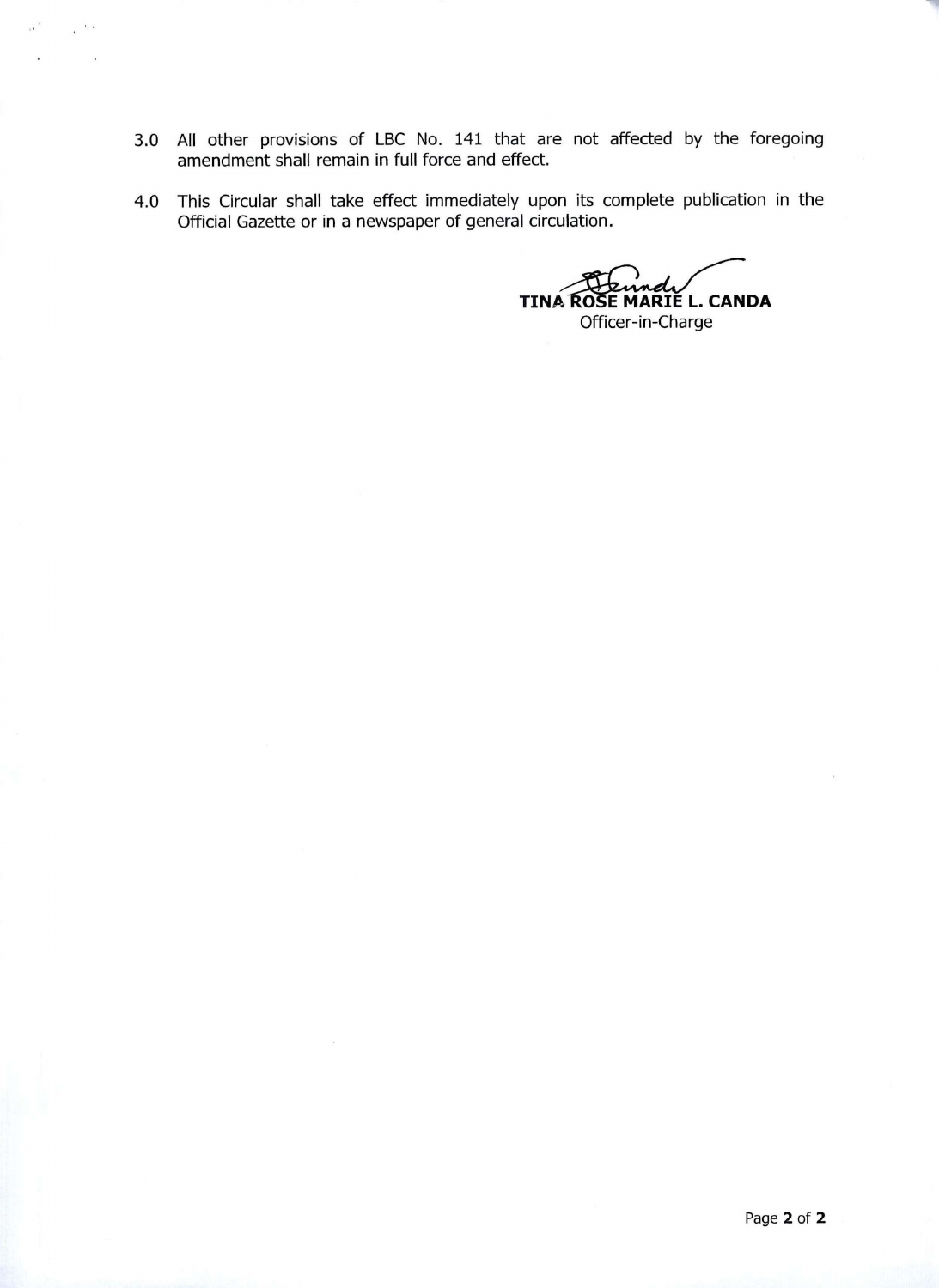3.0 All other provisions of LBC No. 141 that are not affected by the foregoing amendment shall remain in full force and effect.

4.0 This Circular shall take effect immediately upon its complete publication in the Official Gazette or in a newspaper of general circulation.

**TINA ROSE MARIE L. CANDA**
Officer-in-Charge